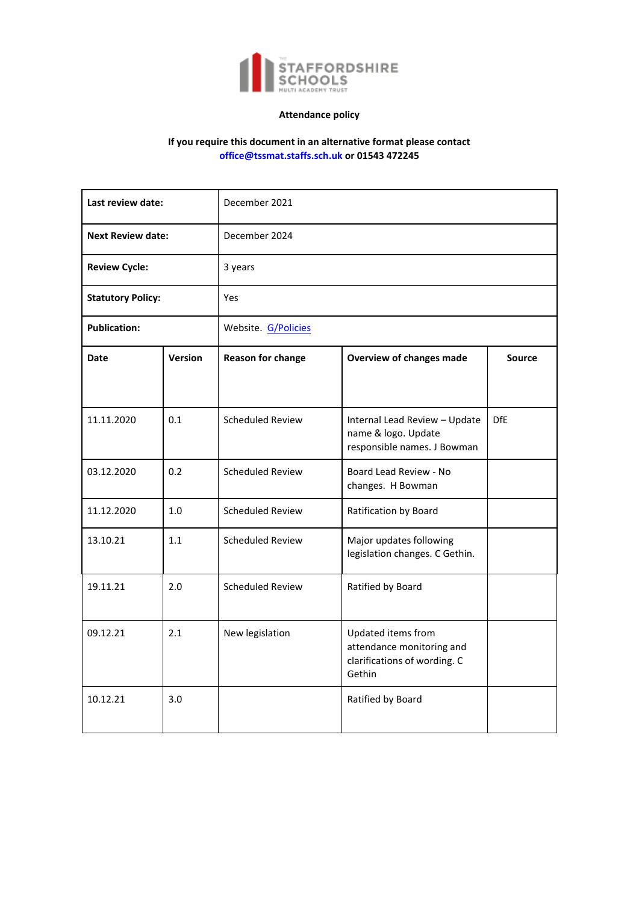**Attendance policy**

**If you require this document in an alternative format please contact office@tssmat.staffs.sch.uk or 01543 472245**

| **Last review date:** | December 2021 |
|---|---|
| **Next Review date:** | December 2024 |
| **Review Cycle:** | 3 years |
| **Statutory Policy:** | Yes |
| **Publication:** | Website. G/Policies |

| **Date** | **Version** | **Reason for change** | **Overview of changes made** | **Source** |
|---|---|---|---|---|
| 11.11.2020 | 0.1 | Scheduled Review | Internal Lead Review – Update name & logo. Update responsible names. J Bowman | DfE |
| 03.12.2020 | 0.2 | Scheduled Review | Board Lead Review - No changes. H Bowman | |
| 11.12.2020 | 1.0 | Scheduled Review | Ratification by Board | |
| 13.10.21 | 1.1 | Scheduled Review | Major updates following legislation changes. C Gethin. | |
| 19.11.21 | 2.0 | Scheduled Review | Ratified by Board | |
| 09.12.21 | 2.1 | New legislation | Updated items from attendance monitoring and clarifications of wording. C Gethin | |
| 10.12.21 | 3.0 | | Ratified by Board | |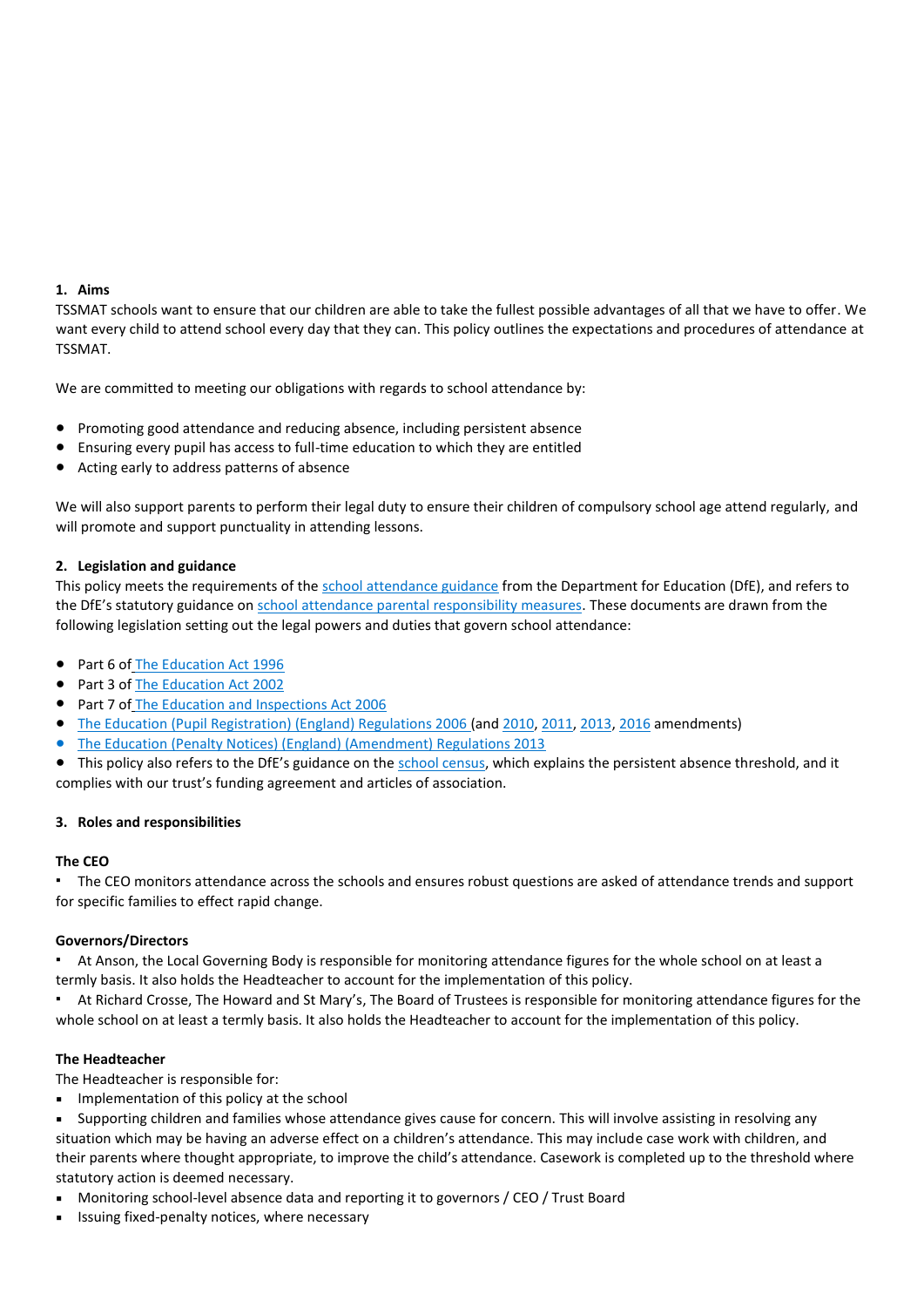## 1. Aims

TSSMAT schools want to ensure that our children are able to take the fullest possible advantages of all that we have to offer. We want every child to attend school every day that they can. This policy outlines the expectations and procedures of attendance at TSSMAT.

We are committed to meeting our obligations with regards to school attendance by:

- Promoting good attendance and reducing absence, including persistent absence
- Ensuring every pupil has access to full-time education to which they are entitled
- Acting early to address patterns of absence

We will also support parents to perform their legal duty to ensure their children of compulsory school age attend regularly, and will promote and support punctuality in attending lessons.

## 2. Legislation and guidance

This policy meets the requirements of the school attendance guidance from the Department for Education (DfE), and refers to the DfE's statutory guidance on school attendance parental responsibility measures. These documents are drawn from the following legislation setting out the legal powers and duties that govern school attendance:

- Part 6 of The Education Act 1996
- Part 3 of The Education Act 2002
- Part 7 of The Education and Inspections Act 2006
- The Education (Pupil Registration) (England) Regulations 2006 (and 2010, 2011, 2013, 2016 amendments)
- The Education (Penalty Notices) (England) (Amendment) Regulations 2013
- This policy also refers to the DfE's guidance on the school census, which explains the persistent absence threshold, and it complies with our trust's funding agreement and articles of association.

## 3. Roles and responsibilities

### The CEO

- The CEO monitors attendance across the schools and ensures robust questions are asked of attendance trends and support for specific families to effect rapid change.

### Governors/Directors

- At Anson, the Local Governing Body is responsible for monitoring attendance figures for the whole school on at least a termly basis. It also holds the Headteacher to account for the implementation of this policy.
- At Richard Crosse, The Howard and St Mary's, The Board of Trustees is responsible for monitoring attendance figures for the whole school on at least a termly basis. It also holds the Headteacher to account for the implementation of this policy.

### The Headteacher

The Headteacher is responsible for:

- Implementation of this policy at the school
- Supporting children and families whose attendance gives cause for concern. This will involve assisting in resolving any situation which may be having an adverse effect on a children's attendance. This may include case work with children, and their parents where thought appropriate, to improve the child's attendance. Casework is completed up to the threshold where statutory action is deemed necessary.
- Monitoring school-level absence data and reporting it to governors / CEO / Trust Board
- Issuing fixed-penalty notices, where necessary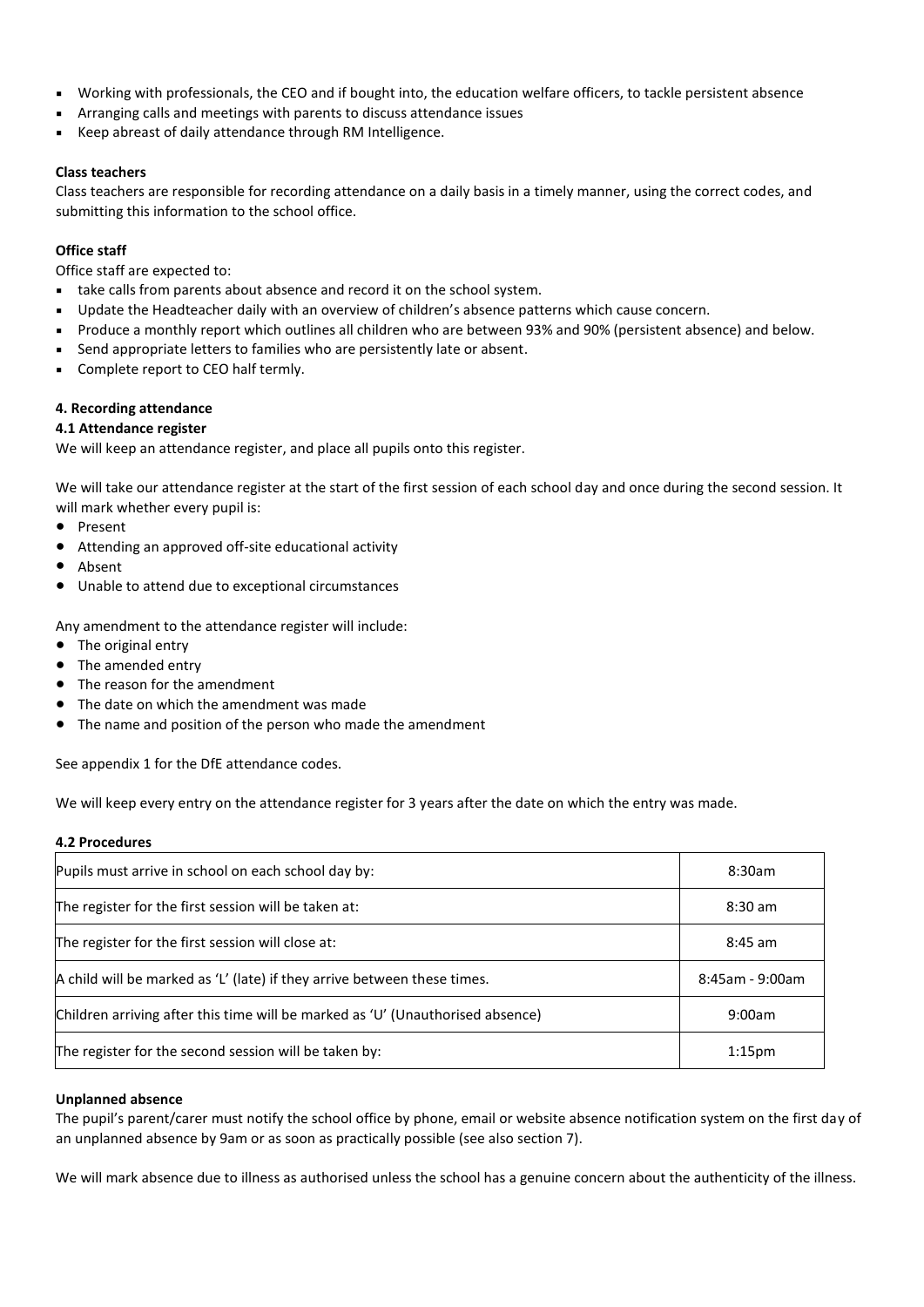- Working with professionals, the CEO and if bought into, the education welfare officers, to tackle persistent absence
- Arranging calls and meetings with parents to discuss attendance issues
- Keep abreast of daily attendance through RM Intelligence.

**Class teachers**

Class teachers are responsible for recording attendance on a daily basis in a timely manner, using the correct codes, and submitting this information to the school office.

**Office staff**

Office staff are expected to:

- take calls from parents about absence and record it on the school system.
- Update the Headteacher daily with an overview of children's absence patterns which cause concern.
- Produce a monthly report which outlines all children who are between 93% and 90% (persistent absence) and below.
- Send appropriate letters to families who are persistently late or absent.
- Complete report to CEO half termly.

**4. Recording attendance**

**4.1 Attendance register**

We will keep an attendance register, and place all pupils onto this register.

We will take our attendance register at the start of the first session of each school day and once during the second session. It will mark whether every pupil is:

- Present
- Attending an approved off-site educational activity
- Absent
- Unable to attend due to exceptional circumstances

Any amendment to the attendance register will include:

- The original entry
- The amended entry
- The reason for the amendment
- The date on which the amendment was made
- The name and position of the person who made the amendment

See appendix 1 for the DfE attendance codes.

We will keep every entry on the attendance register for 3 years after the date on which the entry was made.

**4.2 Procedures**

| | |
|---|---|
| Pupils must arrive in school on each school day by: | 8:30am |
| The register for the first session will be taken at: | 8:30 am |
| The register for the first session will close at: | 8:45 am |
| A child will be marked as 'L' (late) if they arrive between these times. | 8:45am - 9:00am |
| Children arriving after this time will be marked as 'U' (Unauthorised absence) | 9:00am |
| The register for the second session will be taken by: | 1:15pm |

**Unplanned absence**

The pupil's parent/carer must notify the school office by phone, email or website absence notification system on the first day of an unplanned absence by 9am or as soon as practically possible (see also section 7).

We will mark absence due to illness as authorised unless the school has a genuine concern about the authenticity of the illness.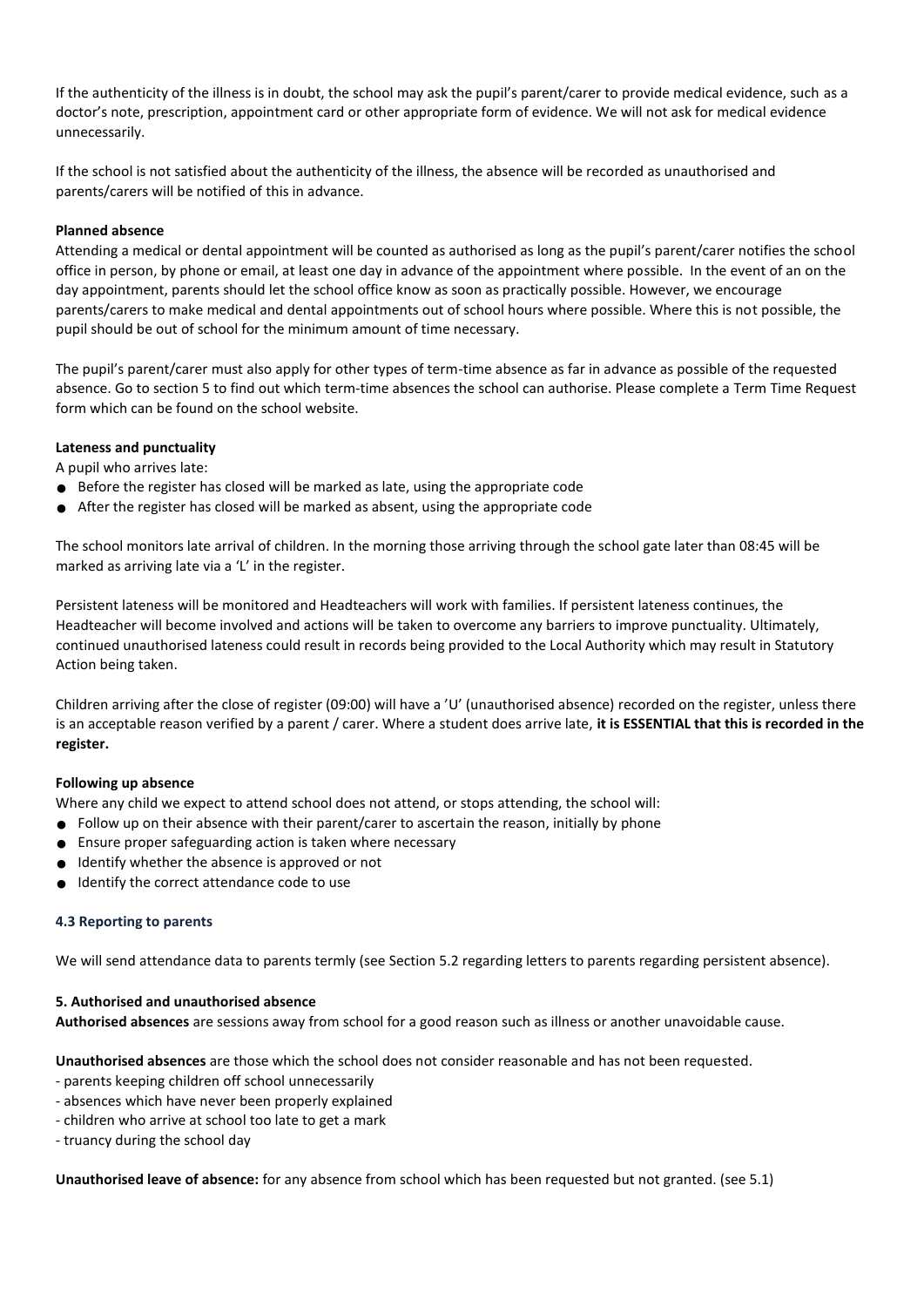If the authenticity of the illness is in doubt, the school may ask the pupil's parent/carer to provide medical evidence, such as a doctor's note, prescription, appointment card or other appropriate form of evidence. We will not ask for medical evidence unnecessarily.

If the school is not satisfied about the authenticity of the illness, the absence will be recorded as unauthorised and parents/carers will be notified of this in advance.

**Planned absence**

Attending a medical or dental appointment will be counted as authorised as long as the pupil's parent/carer notifies the school office in person, by phone or email, at least one day in advance of the appointment where possible. In the event of an on the day appointment, parents should let the school office know as soon as practically possible. However, we encourage parents/carers to make medical and dental appointments out of school hours where possible. Where this is not possible, the pupil should be out of school for the minimum amount of time necessary.

The pupil's parent/carer must also apply for other types of term-time absence as far in advance as possible of the requested absence. Go to section 5 to find out which term-time absences the school can authorise. Please complete a Term Time Request form which can be found on the school website.

**Lateness and punctuality**

A pupil who arrives late:

- Before the register has closed will be marked as late, using the appropriate code
- After the register has closed will be marked as absent, using the appropriate code

The school monitors late arrival of children. In the morning those arriving through the school gate later than 08:45 will be marked as arriving late via a 'L' in the register.

Persistent lateness will be monitored and Headteachers will work with families. If persistent lateness continues, the Headteacher will become involved and actions will be taken to overcome any barriers to improve punctuality. Ultimately, continued unauthorised lateness could result in records being provided to the Local Authority which may result in Statutory Action being taken.

Children arriving after the close of register (09:00) will have a 'U' (unauthorised absence) recorded on the register, unless there is an acceptable reason verified by a parent / carer. Where a student does arrive late, **it is ESSENTIAL that this is recorded in the register.**

**Following up absence**

Where any child we expect to attend school does not attend, or stops attending, the school will:

- Follow up on their absence with their parent/carer to ascertain the reason, initially by phone
- Ensure proper safeguarding action is taken where necessary
- Identify whether the absence is approved or not
- Identify the correct attendance code to use

### 4.3 Reporting to parents

We will send attendance data to parents termly (see Section 5.2 regarding letters to parents regarding persistent absence).

## 5. Authorised and unauthorised absence

**Authorised absences** are sessions away from school for a good reason such as illness or another unavoidable cause.

**Unauthorised absences** are those which the school does not consider reasonable and has not been requested.

- parents keeping children off school unnecessarily
- absences which have never been properly explained
- children who arrive at school too late to get a mark
- truancy during the school day

**Unauthorised leave of absence:** for any absence from school which has been requested but not granted. (see 5.1)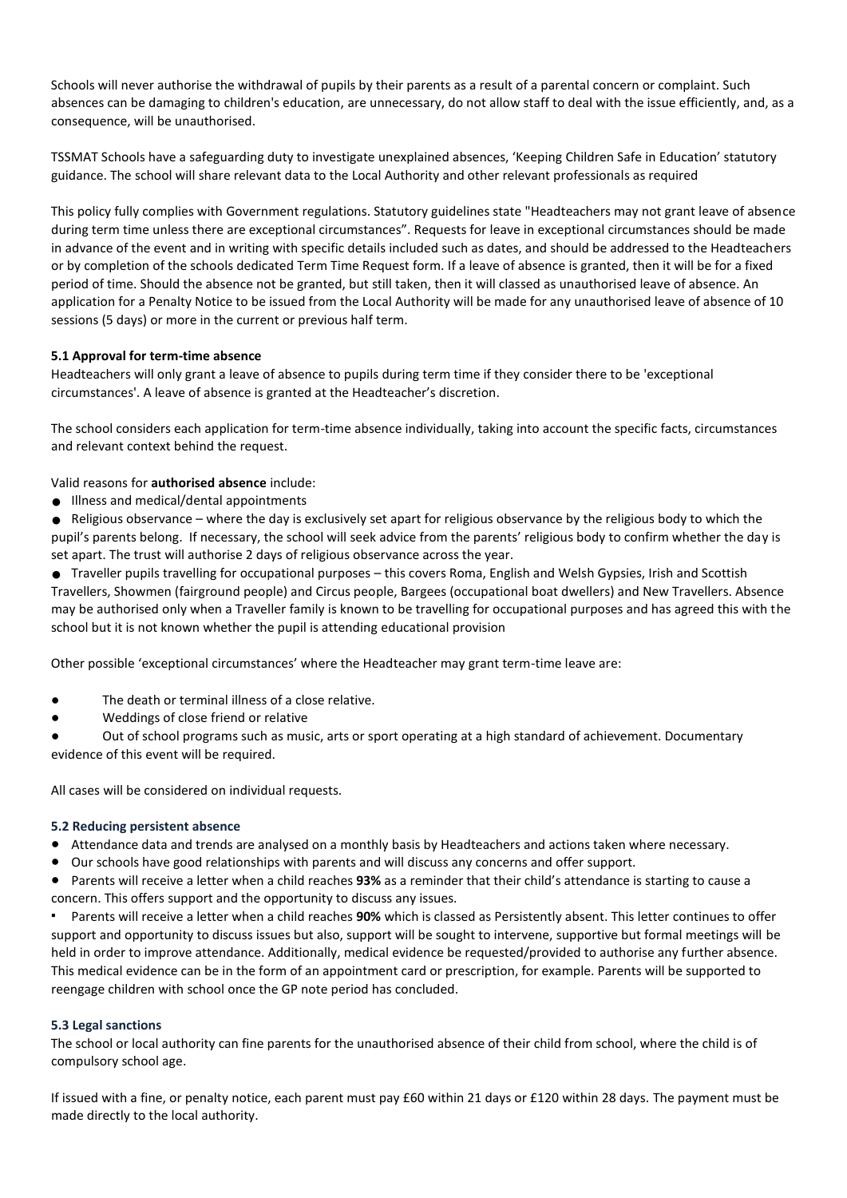Schools will never authorise the withdrawal of pupils by their parents as a result of a parental concern or complaint. Such absences can be damaging to children's education, are unnecessary, do not allow staff to deal with the issue efficiently, and, as a consequence, will be unauthorised.

TSSMAT Schools have a safeguarding duty to investigate unexplained absences, 'Keeping Children Safe in Education' statutory guidance. The school will share relevant data to the Local Authority and other relevant professionals as required

This policy fully complies with Government regulations. Statutory guidelines state "Headteachers may not grant leave of absence during term time unless there are exceptional circumstances". Requests for leave in exceptional circumstances should be made in advance of the event and in writing with specific details included such as dates, and should be addressed to the Headteachers or by completion of the schools dedicated Term Time Request form. If a leave of absence is granted, then it will be for a fixed period of time. Should the absence not be granted, but still taken, then it will classed as unauthorised leave of absence. An application for a Penalty Notice to be issued from the Local Authority will be made for any unauthorised leave of absence of 10 sessions (5 days) or more in the current or previous half term.

**5.1 Approval for term-time absence**

Headteachers will only grant a leave of absence to pupils during term time if they consider there to be 'exceptional circumstances'. A leave of absence is granted at the Headteacher's discretion.

The school considers each application for term-time absence individually, taking into account the specific facts, circumstances and relevant context behind the request.

Valid reasons for **authorised absence** include:

- Illness and medical/dental appointments
- Religious observance – where the day is exclusively set apart for religious observance by the religious body to which the pupil's parents belong. If necessary, the school will seek advice from the parents' religious body to confirm whether the day is set apart. The trust will authorise 2 days of religious observance across the year.
- Traveller pupils travelling for occupational purposes – this covers Roma, English and Welsh Gypsies, Irish and Scottish Travellers, Showmen (fairground people) and Circus people, Bargees (occupational boat dwellers) and New Travellers. Absence may be authorised only when a Traveller family is known to be travelling for occupational purposes and has agreed this with the school but it is not known whether the pupil is attending educational provision

Other possible 'exceptional circumstances' where the Headteacher may grant term-time leave are:

- The death or terminal illness of a close relative.
- Weddings of close friend or relative
- Out of school programs such as music, arts or sport operating at a high standard of achievement. Documentary evidence of this event will be required.

All cases will be considered on individual requests.

**5.2 Reducing persistent absence**

- Attendance data and trends are analysed on a monthly basis by Headteachers and actions taken where necessary.
- Our schools have good relationships with parents and will discuss any concerns and offer support.
- Parents will receive a letter when a child reaches **93%** as a reminder that their child's attendance is starting to cause a concern. This offers support and the opportunity to discuss any issues.
- Parents will receive a letter when a child reaches **90%** which is classed as Persistently absent. This letter continues to offer support and opportunity to discuss issues but also, support will be sought to intervene, supportive but formal meetings will be held in order to improve attendance. Additionally, medical evidence be requested/provided to authorise any further absence. This medical evidence can be in the form of an appointment card or prescription, for example. Parents will be supported to reengage children with school once the GP note period has concluded.

**5.3 Legal sanctions**

The school or local authority can fine parents for the unauthorised absence of their child from school, where the child is of compulsory school age.

If issued with a fine, or penalty notice, each parent must pay £60 within 21 days or £120 within 28 days. The payment must be made directly to the local authority.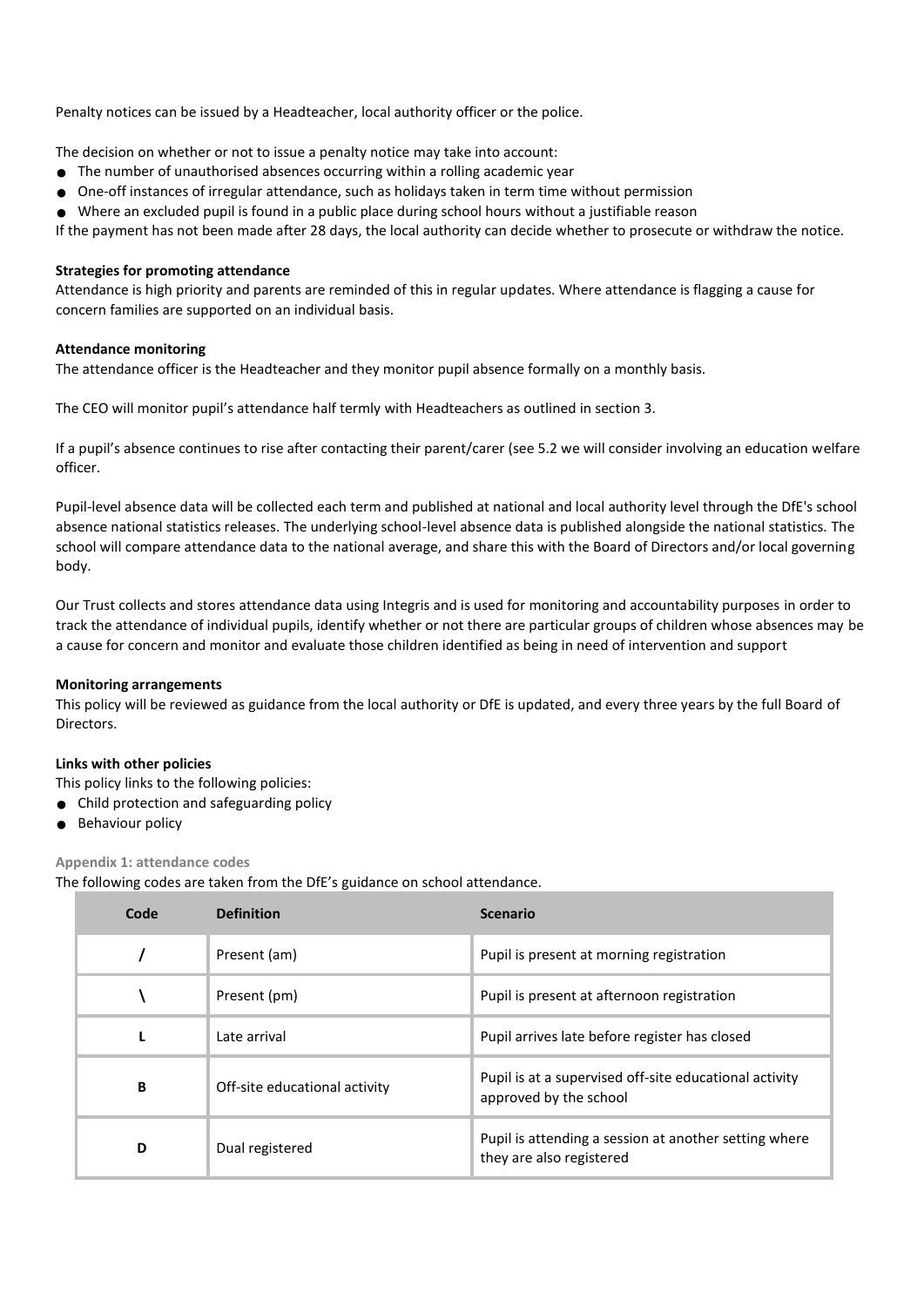Penalty notices can be issued by a Headteacher, local authority officer or the police.

The decision on whether or not to issue a penalty notice may take into account:

- The number of unauthorised absences occurring within a rolling academic year
- One-off instances of irregular attendance, such as holidays taken in term time without permission
- Where an excluded pupil is found in a public place during school hours without a justifiable reason

If the payment has not been made after 28 days, the local authority can decide whether to prosecute or withdraw the notice.

**Strategies for promoting attendance**

Attendance is high priority and parents are reminded of this in regular updates. Where attendance is flagging a cause for concern families are supported on an individual basis.

**Attendance monitoring**

The attendance officer is the Headteacher and they monitor pupil absence formally on a monthly basis.

The CEO will monitor pupil's attendance half termly with Headteachers as outlined in section 3.

If a pupil's absence continues to rise after contacting their parent/carer (see 5.2 we will consider involving an education welfare officer.

Pupil-level absence data will be collected each term and published at national and local authority level through the DfE's school absence national statistics releases. The underlying school-level absence data is published alongside the national statistics. The school will compare attendance data to the national average, and share this with the Board of Directors and/or local governing body.

Our Trust collects and stores attendance data using Integris and is used for monitoring and accountability purposes in order to track the attendance of individual pupils, identify whether or not there are particular groups of children whose absences may be a cause for concern and monitor and evaluate those children identified as being in need of intervention and support

**Monitoring arrangements**

This policy will be reviewed as guidance from the local authority or DfE is updated, and every three years by the full Board of Directors.

**Links with other policies**

This policy links to the following policies:

- Child protection and safeguarding policy
- Behaviour policy

**Appendix 1: attendance codes**

The following codes are taken from the DfE's guidance on school attendance.

| Code | Definition | Scenario |
|---|---|---|
| / | Present (am) | Pupil is present at morning registration |
| \ | Present (pm) | Pupil is present at afternoon registration |
| L | Late arrival | Pupil arrives late before register has closed |
| B | Off-site educational activity | Pupil is at a supervised off-site educational activity approved by the school |
| D | Dual registered | Pupil is attending a session at another setting where they are also registered |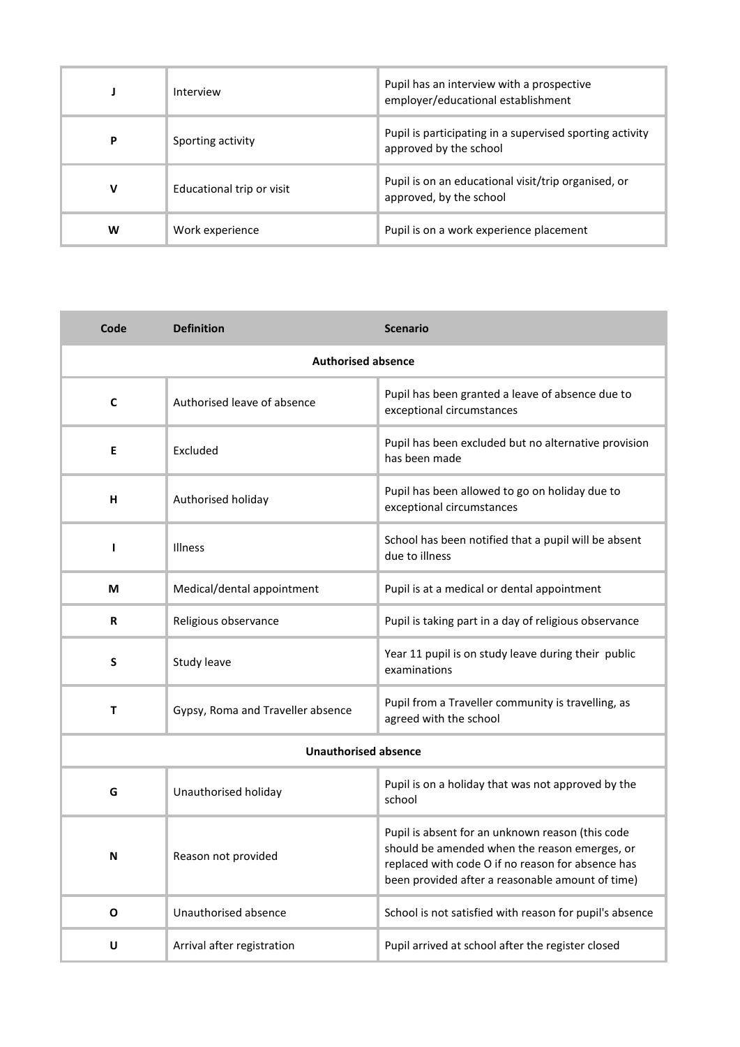| | | |
|---|---|---|
| **J** | Interview | Pupil has an interview with a prospective employer/educational establishment |
| **P** | Sporting activity | Pupil is participating in a supervised sporting activity approved by the school |
| **V** | Educational trip or visit | Pupil is on an educational visit/trip organised, or approved, by the school |
| **W** | Work experience | Pupil is on a work experience placement |

| Code | Definition | Scenario |
|---|---|---|
| | **Authorised absence** | |
| **C** | Authorised leave of absence | Pupil has been granted a leave of absence due to exceptional circumstances |
| **E** | Excluded | Pupil has been excluded but no alternative provision has been made |
| **H** | Authorised holiday | Pupil has been allowed to go on holiday due to exceptional circumstances |
| **I** | Illness | School has been notified that a pupil will be absent due to illness |
| **M** | Medical/dental appointment | Pupil is at a medical or dental appointment |
| **R** | Religious observance | Pupil is taking part in a day of religious observance |
| **S** | Study leave | Year 11 pupil is on study leave during their public examinations |
| **T** | Gypsy, Roma and Traveller absence | Pupil from a Traveller community is travelling, as agreed with the school |
| | **Unauthorised absence** | |
| **G** | Unauthorised holiday | Pupil is on a holiday that was not approved by the school |
| **N** | Reason not provided | Pupil is absent for an unknown reason (this code should be amended when the reason emerges, or replaced with code O if no reason for absence has been provided after a reasonable amount of time) |
| **O** | Unauthorised absence | School is not satisfied with reason for pupil's absence |
| **U** | Arrival after registration | Pupil arrived at school after the register closed |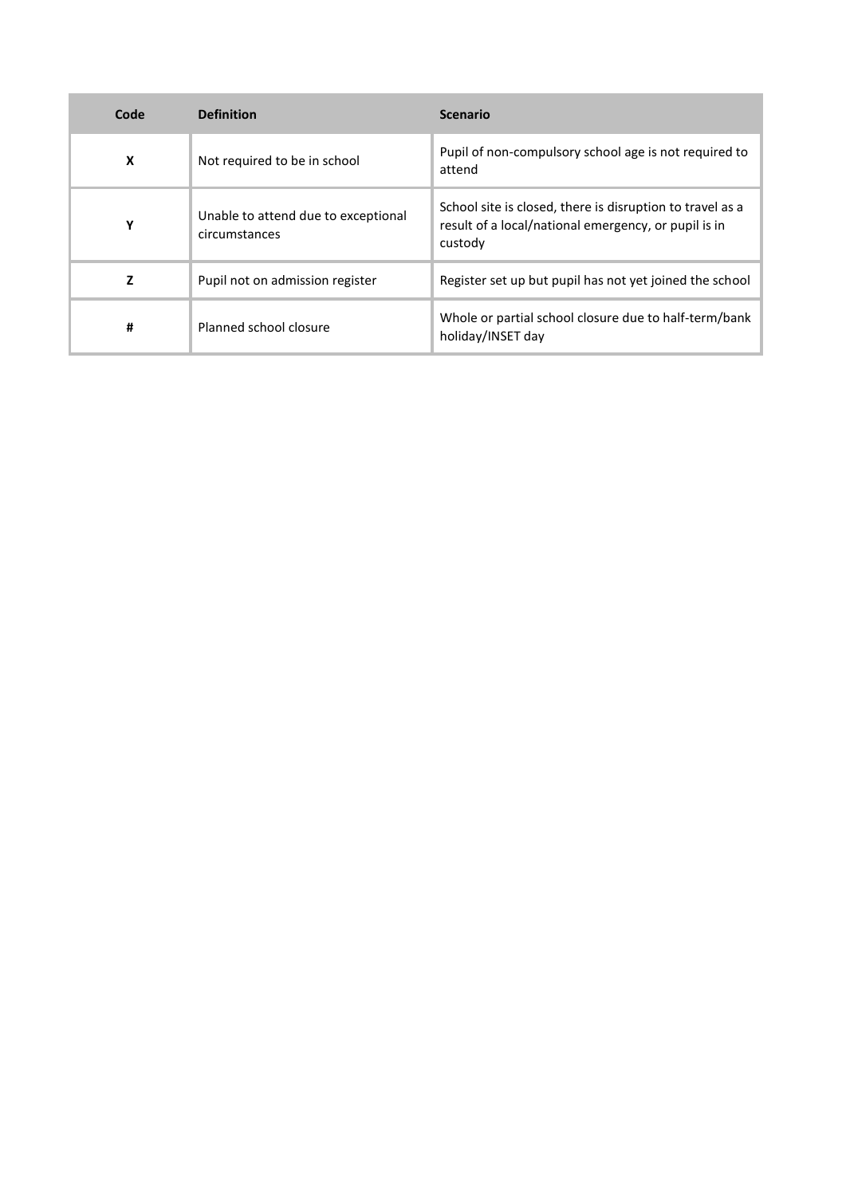| Code | Definition | Scenario |
|---|---|---|
| **X** | Not required to be in school | Pupil of non-compulsory school age is not required to attend |
| **Y** | Unable to attend due to exceptional circumstances | School site is closed, there is disruption to travel as a result of a local/national emergency, or pupil is in custody |
| **Z** | Pupil not on admission register | Register set up but pupil has not yet joined the school |
| **#** | Planned school closure | Whole or partial school closure due to half-term/bank holiday/INSET day |